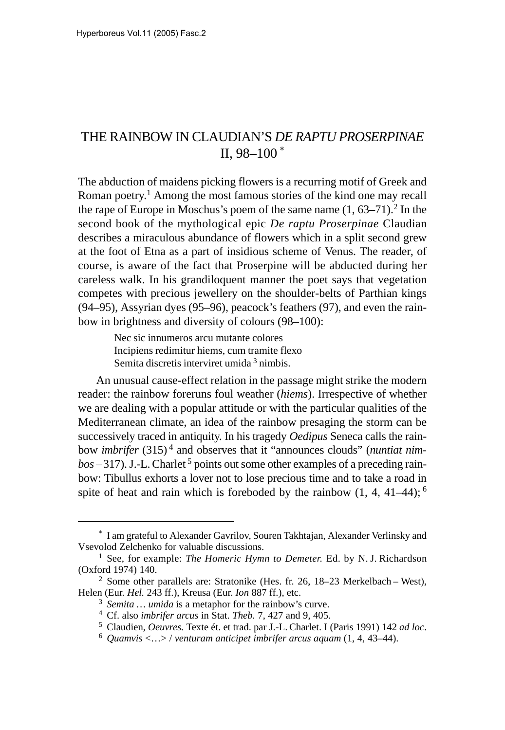# THE RAINBOW IN CLAUDIAN'S *DE RAPTU PROSERPINAE* II, 98–100 [*]

The abduction of maidens picking flowers is a recurring motif of Greek and Roman poetry.[1] Among the most famous stories of the kind one may recall the rape of Europe in Moschus's poem of the same name (1, 63–71).[2] In the second book of the mythological epic *De raptu Proserpinae* Claudian describes a miraculous abundance of flowers which in a split second grew at the foot of Etna as a part of insidious scheme of Venus. The reader, of course, is aware of the fact that Proserpine will be abducted during her careless walk. In his grandiloquent manner the poet says that vegetation competes with precious jewellery on the shoulder-belts of Parthian kings (94–95), Assyrian dyes (95–96), peacock's feathers (97), and even the rainbow in brightness and diversity of colours (98–100):

> Nec sic innumeros arcu mutante colores
> Incipiens redimitur hiems, cum tramite flexo
> Semita discretis interviret umida [3] nimbis.

An unusual cause-effect relation in the passage might strike the modern reader: the rainbow foreruns foul weather (*hiems*). Irrespective of whether we are dealing with a popular attitude or with the particular qualities of the Mediterranean climate, an idea of the rainbow presaging the storm can be successively traced in antiquity. In his tragedy *Oedipus* Seneca calls the rainbow *imbrifer* (315)[4] and observes that it "announces clouds" (*nuntiat nimbos* – 317). J.-L. Charlet[5] points out some other examples of a preceding rainbow: Tibullus exhorts a lover not to lose precious time and to take a road in spite of heat and rain which is foreboded by the rainbow (1, 4, 41–44);[6]

---

[*] I am grateful to Alexander Gavrilov, Souren Takhtajan, Alexander Verlinsky and Vsevolod Zelchenko for valuable discussions.

[1] See, for example: *The Homeric Hymn to Demeter.* Ed. by N. J. Richardson (Oxford 1974) 140.

[2] Some other parallels are: Stratonike (Hes. fr. 26, 18–23 Merkelbach – West), Helen (Eur. *Hel.* 243 ff.), Kreusa (Eur. *Ion* 887 ff.), etc.

[3] *Semita … umida* is a metaphor for the rainbow's curve.

[4] Cf. also *imbrifer arcus* in Stat. *Theb.* 7, 427 and 9, 405.

[5] Claudien, *Oeuvres.* Texte ét. et trad. par J.-L. Charlet. I (Paris 1991) 142 *ad loc*.

[6] *Quamvis* <…> / *venturam anticipet imbrifer arcus aquam* (1, 4, 43–44).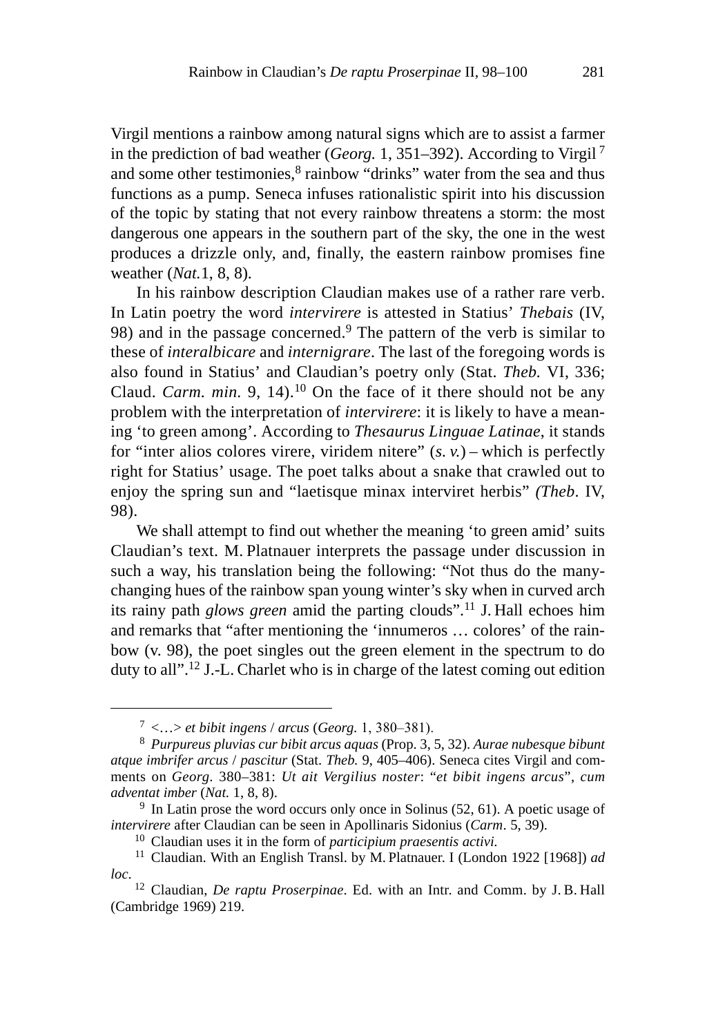Virgil mentions a rainbow among natural signs which are to assist a farmer in the prediction of bad weather (*Georg.* 1, 351–392). According to Virgil [7] and some other testimonies,[8] rainbow "drinks" water from the sea and thus functions as a pump. Seneca infuses rationalistic spirit into his discussion of the topic by stating that not every rainbow threatens a storm: the most dangerous one appears in the southern part of the sky, the one in the west produces a drizzle only, and, finally, the eastern rainbow promises fine weather (*Nat.*1, 8, 8).

In his rainbow description Claudian makes use of a rather rare verb. In Latin poetry the word *intervirere* is attested in Statius' *Thebais* (IV, 98) and in the passage concerned.[9] The pattern of the verb is similar to these of *interalbicare* and *internigrare*. The last of the foregoing words is also found in Statius' and Claudian's poetry only (Stat. *Theb.* VI, 336; Claud. *Carm. min.* 9, 14).[10] On the face of it there should not be any problem with the interpretation of *intervirere*: it is likely to have a meaning 'to green among'. According to *Thesaurus Linguae Latinae*, it stands for "inter alios colores virere, viridem nitere" (*s. v.*) – which is perfectly right for Statius' usage. The poet talks about a snake that crawled out to enjoy the spring sun and "laetisque minax interviret herbis" *(Theb.* IV, 98).

We shall attempt to find out whether the meaning 'to green amid' suits Claudian's text. M. Platnauer interprets the passage under discussion in such a way, his translation being the following: "Not thus do the many-changing hues of the rainbow span young winter's sky when in curved arch its rainy path *glows green* amid the parting clouds".[11] J. Hall echoes him and remarks that "after mentioning the 'innumeros … colores' of the rainbow (v. 98), the poet singles out the green element in the spectrum to do duty to all".[12] J.-L. Charlet who is in charge of the latest coming out edition

---

[7] *<…> et bibit ingens* / *arcus* (*Georg.* 1, 380–381).

[8] *Purpureus pluvias cur bibit arcus aquas* (Prop. 3, 5, 32). *Aurae nubesque bibunt atque imbrifer arcus* / *pascitur* (Stat. *Theb.* 9, 405–406). Seneca cites Virgil and comments on *Georg*. 380–381: *Ut ait Vergilius noster*: "*et bibit ingens arcus*", *cum adventat imber* (*Nat.* 1, 8, 8).

[9] In Latin prose the word occurs only once in Solinus (52, 61). A poetic usage of *intervirere* after Claudian can be seen in Apollinaris Sidonius (*Carm*. 5, 39).

[10] Claudian uses it in the form of *participium praesentis activi.*

[11] Claudian. With an English Transl. by M. Platnauer. I (London 1922 [1968]) *ad loc*.

[12] Claudian, *De raptu Proserpinae*. Ed. with an Intr. and Comm. by J. B. Hall (Cambridge 1969) 219.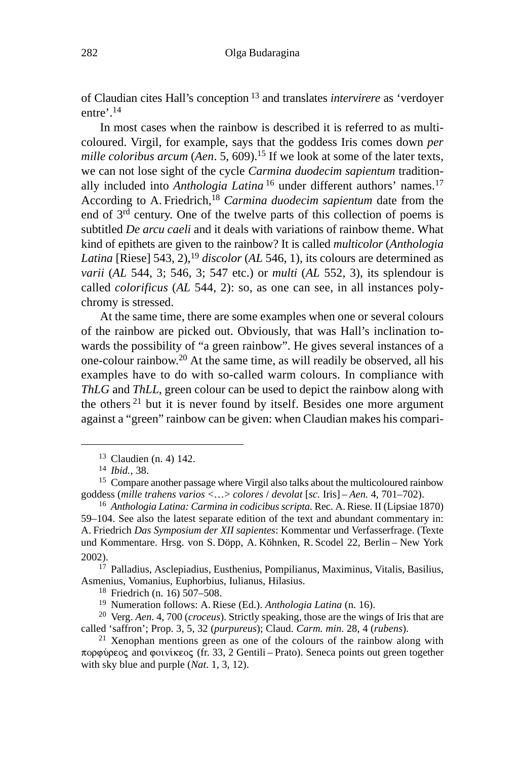of Claudian cites Hall's conception [13] and translates *intervirere* as 'verdoyer entre'.[14]

In most cases when the rainbow is described it is referred to as multi-coloured. Virgil, for example, says that the goddess Iris comes down *per mille coloribus arcum* (*Aen*. 5, 609).[15] If we look at some of the later texts, we can not lose sight of the cycle *Carmina duodecim sapientum* traditionally included into *Anthologia Latina* [16] under different authors' names.[17] According to A. Friedrich,[18] *Carmina duodecim sapientum* date from the end of 3rd century. One of the twelve parts of this collection of poems is subtitled *De arcu caeli* and it deals with variations of rainbow theme. What kind of epithets are given to the rainbow? It is called *multicolor* (*Anthologia Latina* [Riese] 543, 2),[19] *discolor* (*AL* 546, 1), its colours are determined as *varii* (*AL* 544, 3; 546, 3; 547 etc.) or *multi* (*AL* 552, 3), its splendour is called *colorificus* (*AL* 544, 2): so, as one can see, in all instances polychromy is stressed.

At the same time, there are some examples when one or several colours of the rainbow are picked out. Obviously, that was Hall's inclination towards the possibility of "a green rainbow". He gives several instances of a one-colour rainbow.[20] At the same time, as will readily be observed, all his examples have to do with so-called warm colours. In compliance with *ThLG* and *ThLL*, green colour can be used to depict the rainbow along with the others [21] but it is never found by itself. Besides one more argument against a "green" rainbow can be given: when Claudian makes his compari-

---

[13] Claudien (n. 4) 142.

[14] *Ibid.*, 38.

[15] Compare another passage where Virgil also talks about the multicoloured rainbow goddess (*mille trahens varios* <…> *colores* / *devolat* [*sc.* Iris] – *Aen.* 4, 701–702).

[16] *Anthologia Latina: Carmina in codicibus scripta*. Rec. A. Riese. II (Lipsiae 1870) 59–104. See also the latest separate edition of the text and abundant commentary in: A. Friedrich *Das Symposium der XII sapientes*: Kommentar und Verfasserfrage. (Texte und Kommentare. Hrsg. von S. Döpp, A. Köhnken, R. Scodel 22, Berlin – New York 2002).

[17] Palladius, Asclepiadius, Eusthenius, Pompilianus, Maximinus, Vitalis, Basilius, Asmenius, Vomanius, Euphorbius, Iulianus, Hilasius.

[18] Friedrich (n. 16) 507–508.

[19] Numeration follows: A. Riese (Ed.). *Anthologia Latina* (n. 16).

[20] Verg. *Aen*. 4, 700 (*croceus*). Strictly speaking, those are the wings of Iris that are called 'saffron'; Prop. 3, 5, 32 (*purpureus*); Claud. *Carm. min*. 28, 4 (*rubens*).

[21] Xenophan mentions green as one of the colours of the rainbow along with πορφύρεος and φοινίκεος (fr. 33, 2 Gentili – Prato). Seneca points out green together with sky blue and purple (*Nat*. 1, 3, 12).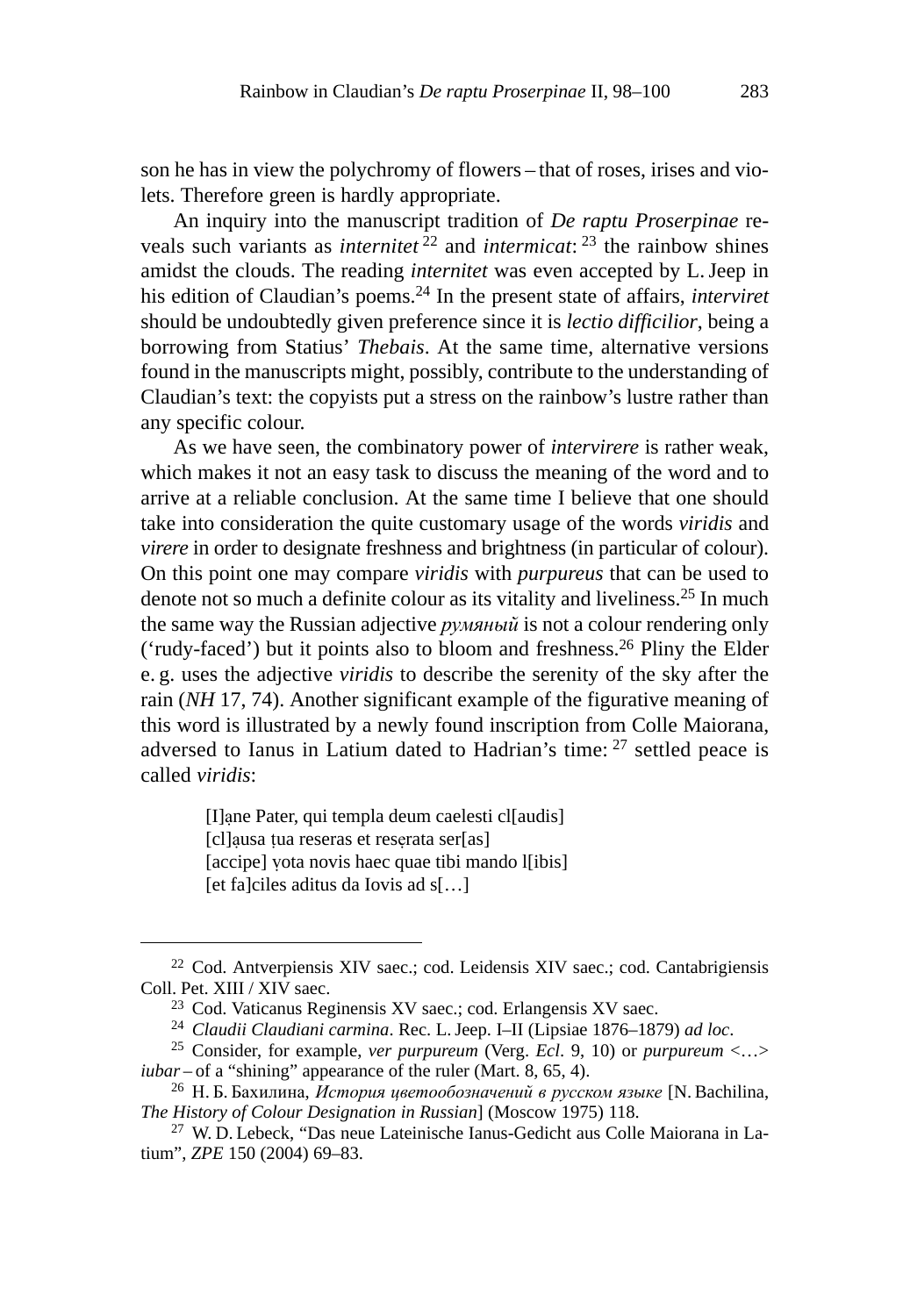son he has in view the polychromy of flowers – that of roses, irises and violets. Therefore green is hardly appropriate.

An inquiry into the manuscript tradition of *De raptu Proserpinae* reveals such variants as *internitet*[22] and *intermicat*:[23] the rainbow shines amidst the clouds. The reading *internitet* was even accepted by L. Jeep in his edition of Claudian's poems.[24] In the present state of affairs, *interviret* should be undoubtedly given preference since it is *lectio difficilior*, being a borrowing from Statius' *Thebais*. At the same time, alternative versions found in the manuscripts might, possibly, contribute to the understanding of Claudian's text: the copyists put a stress on the rainbow's lustre rather than any specific colour.

As we have seen, the combinatory power of *intervirere* is rather weak, which makes it not an easy task to discuss the meaning of the word and to arrive at a reliable conclusion. At the same time I believe that one should take into consideration the quite customary usage of the words *viridis* and *virere* in order to designate freshness and brightness (in particular of colour). On this point one may compare *viridis* with *purpureus* that can be used to denote not so much a definite colour as its vitality and liveliness.[25] In much the same way the Russian adjective *румяный* is not a colour rendering only ('rudy-faced') but it points also to bloom and freshness.[26] Pliny the Elder e. g. uses the adjective *viridis* to describe the serenity of the sky after the rain (*NH* 17, 74). Another significant example of the figurative meaning of this word is illustrated by a newly found inscription from Colle Maiorana, adversed to Ianus in Latium dated to Hadrian's time:[27] settled peace is called *viridis*:

> [I]ạne Pater, qui templa deum caelesti cl[audis]
> [cl]ạusa ṭua reseras et resẹrata ser[as]
> [accipe] ṿota novis haec quae tibi mando l[ibis]
> [et fa]ciles aditus da Iovis ad s[…]

---

[22] Cod. Antverpiensis XIV saec.; cod. Leidensis XIV saec.; cod. Cantabrigiensis Coll. Pet. XIII / XIV saec.

[23] Cod. Vaticanus Reginensis XV saec.; cod. Erlangensis XV saec.

[24] *Claudii Claudiani carmina*. Rec. L. Jeep. I–II (Lipsiae 1876–1879) *ad loc*.

[25] Consider, for example, *ver purpureum* (Verg. *Ecl*. 9, 10) or *purpureum* <…> *iubar* – of a "shining" appearance of the ruler (Mart. 8, 65, 4).

[26] Н. Б. Бахилина, *История цветообозначений в русском языке* [N. Bachilina, *The History of Colour Designation in Russian*] (Moscow 1975) 118.

[27] W. D. Lebeck, "Das neue Lateinische Ianus-Gedicht aus Colle Maiorana in Latium", *ZPE* 150 (2004) 69–83.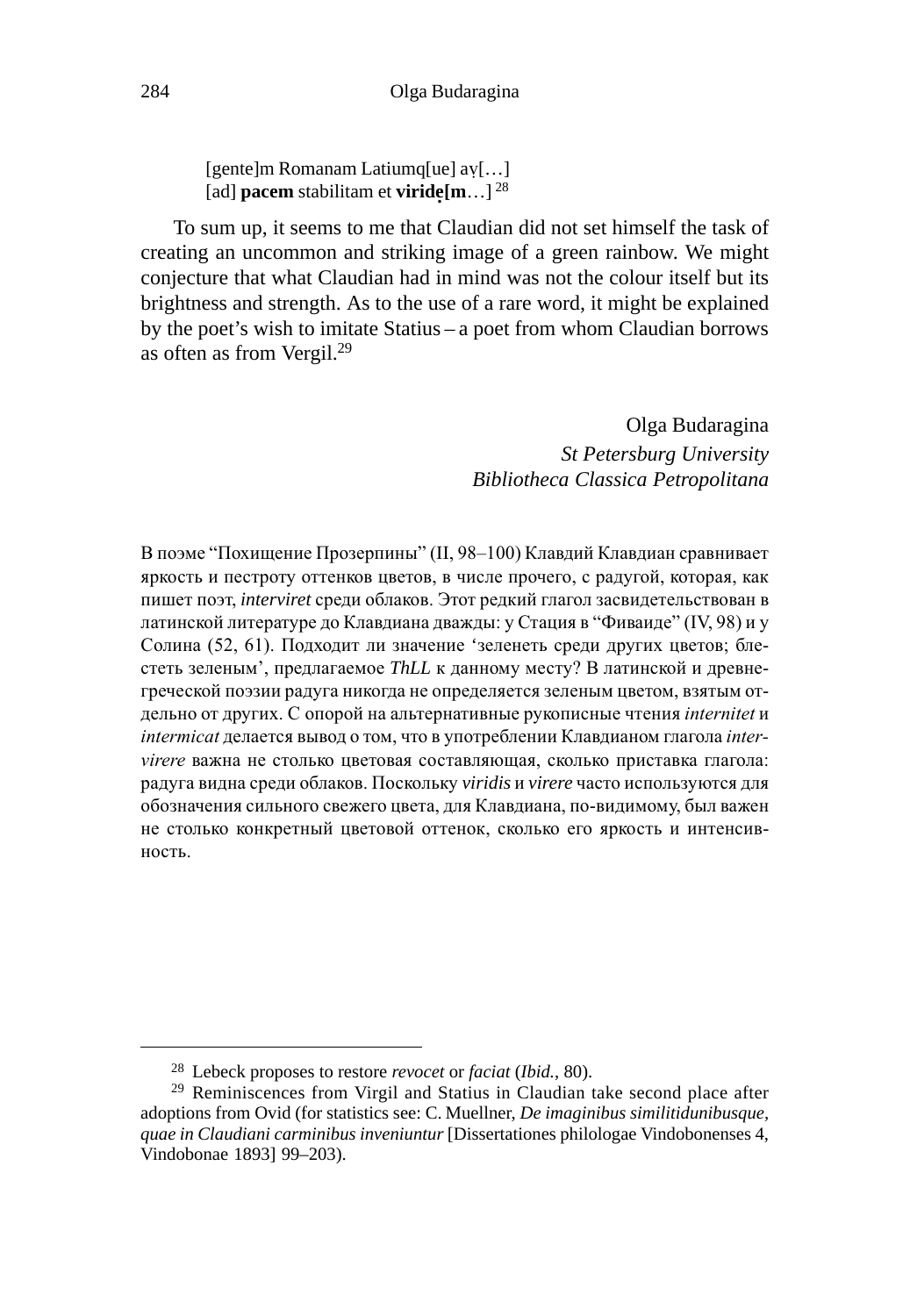[gente]m Romanam Latiumq[ue] aụ[…]
[ad] **pacem** stabilitam et **viridẹ[m**…] [28]

To sum up, it seems to me that Claudian did not set himself the task of creating an uncommon and striking image of a green rainbow. We might conjecture that what Claudian had in mind was not the colour itself but its brightness and strength. As to the use of a rare word, it might be explained by the poet's wish to imitate Statius – a poet from whom Claudian borrows as often as from Vergil.[29]

Olga Budaragina
*St Petersburg University*
*Bibliotheca Classica Petropolitana*

В поэме "Похищение Прозерпины" (II, 98–100) Клавдий Клавдиан сравнивает яркость и пестроту оттенков цветов, в числе прочего, с радугой, которая, как пишет поэт, *interviret* среди облаков. Этот редкий глагол засвидетельствован в латинской литературе до Клавдиана дважды: у Стация в "Фиваиде" (IV, 98) и у Солина (52, 61). Подходит ли значение 'зеленеть среди других цветов; блестеть зеленым', предлагаемое *ThLL* к данному месту? В латинской и древнегреческой поэзии радуга никогда не определяется зеленым цветом, взятым отдельно от других. С опорой на альтернативные рукописные чтения *internitet* и *intermicat* делается вывод о том, что в употреблении Клавдианом глагола *intervirere* важна не столько цветовая составляющая, сколько приставка глагола: радуга видна среди облаков. Поскольку *viridis* и *virere* часто используются для обозначения сильного свежего цвета, для Клавдиана, по-видимому, был важен не столько конкретный цветовой оттенок, сколько его яркость и интенсивность.

---

[28] Lebeck proposes to restore *revocet* or *faciat* (*Ibid.*, 80).

[29] Reminiscences from Virgil and Statius in Claudian take second place after adoptions from Ovid (for statistics see: C. Muellner, *De imaginibus similitidunibusque, quae in Claudiani carminibus inveniuntur* [Dissertationes philologae Vindobonenses 4, Vindobonae 1893] 99–203).